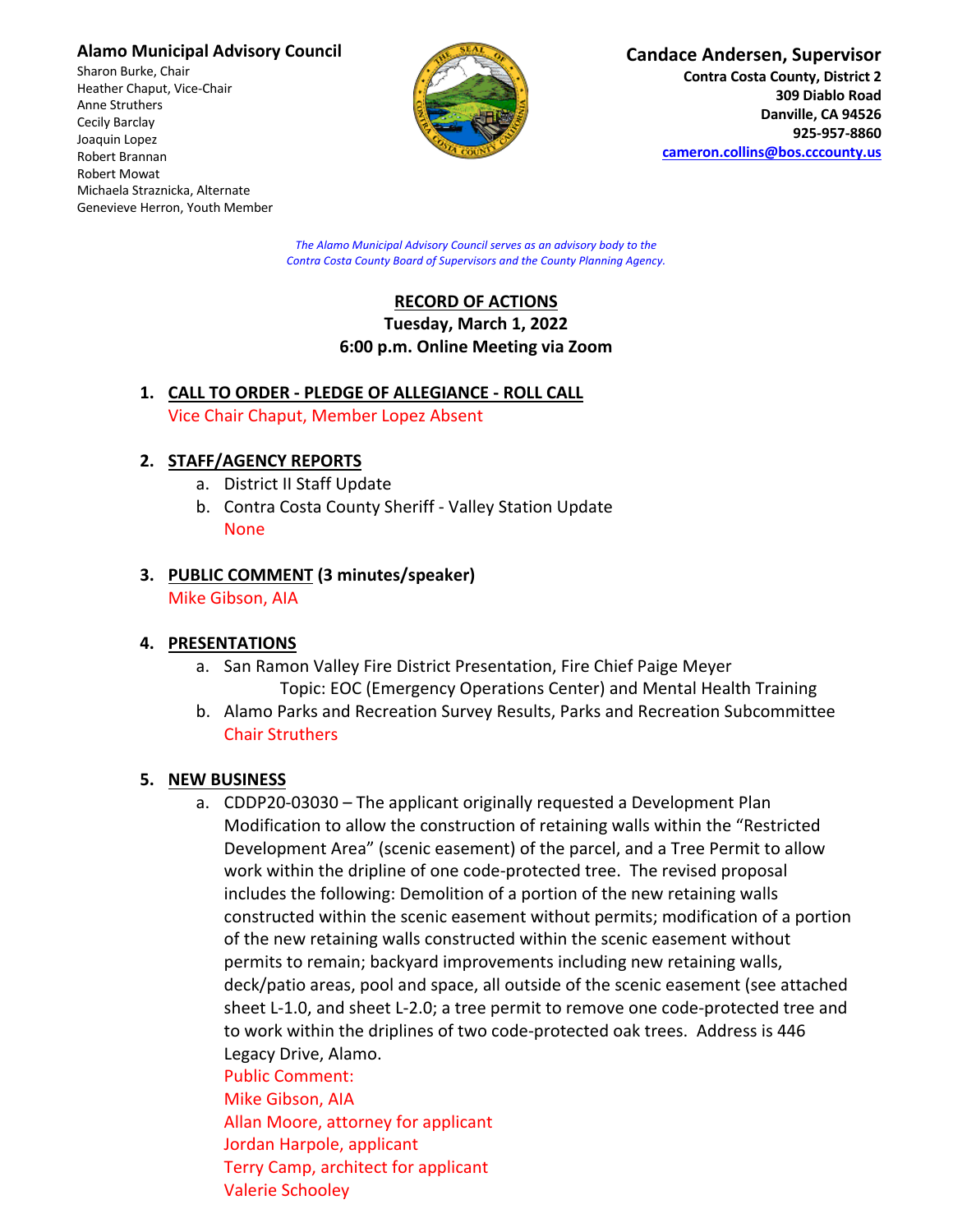**Alamo Municipal Advisory Council**
Sharon Burke, Chair
Heather Chaput, Vice-Chair
Anne Struthers
Cecily Barclay
Joaquin Lopez
Robert Brannan
Robert Mowat
Michaela Straznicka, Alternate
Genevieve Herron, Youth Member

**Candace Andersen, Supervisor**
**Contra Costa County, District 2**
**309 Diablo Road**
**Danville, CA 94526**
**925-957-8860**
**cameron.collins@bos.cccounty.us**

*The Alamo Municipal Advisory Council serves as an advisory body to the Contra Costa County Board of Supervisors and the County Planning Agency.*

**RECORD OF ACTIONS**
**Tuesday, March 1, 2022**
**6:00 p.m. Online Meeting via Zoom**

1. **CALL TO ORDER - PLEDGE OF ALLEGIANCE - ROLL CALL**
   Vice Chair Chaput, Member Lopez Absent

2. **STAFF/AGENCY REPORTS**
   a. District II Staff Update
   b. Contra Costa County Sheriff - Valley Station Update
      None

3. **PUBLIC COMMENT** (3 minutes/speaker)
   Mike Gibson, AIA

4. **PRESENTATIONS**
   a. San Ramon Valley Fire District Presentation, Fire Chief Paige Meyer
      Topic: EOC (Emergency Operations Center) and Mental Health Training
   b. Alamo Parks and Recreation Survey Results, Parks and Recreation Subcommittee Chair Struthers

5. **NEW BUSINESS**
   a. CDDP20-03030 – The applicant originally requested a Development Plan Modification to allow the construction of retaining walls within the "Restricted Development Area" (scenic easement) of the parcel, and a Tree Permit to allow work within the dripline of one code-protected tree. The revised proposal includes the following: Demolition of a portion of the new retaining walls constructed within the scenic easement without permits; modification of a portion of the new retaining walls constructed within the scenic easement without permits to remain; backyard improvements including new retaining walls, deck/patio areas, pool and space, all outside of the scenic easement (see attached sheet L-1.0, and sheet L-2.0; a tree permit to remove one code-protected tree and to work within the driplines of two code-protected oak trees. Address is 446 Legacy Drive, Alamo.
      Public Comment:
      Mike Gibson, AIA
      Allan Moore, attorney for applicant
      Jordan Harpole, applicant
      Terry Camp, architect for applicant
      Valerie Schooley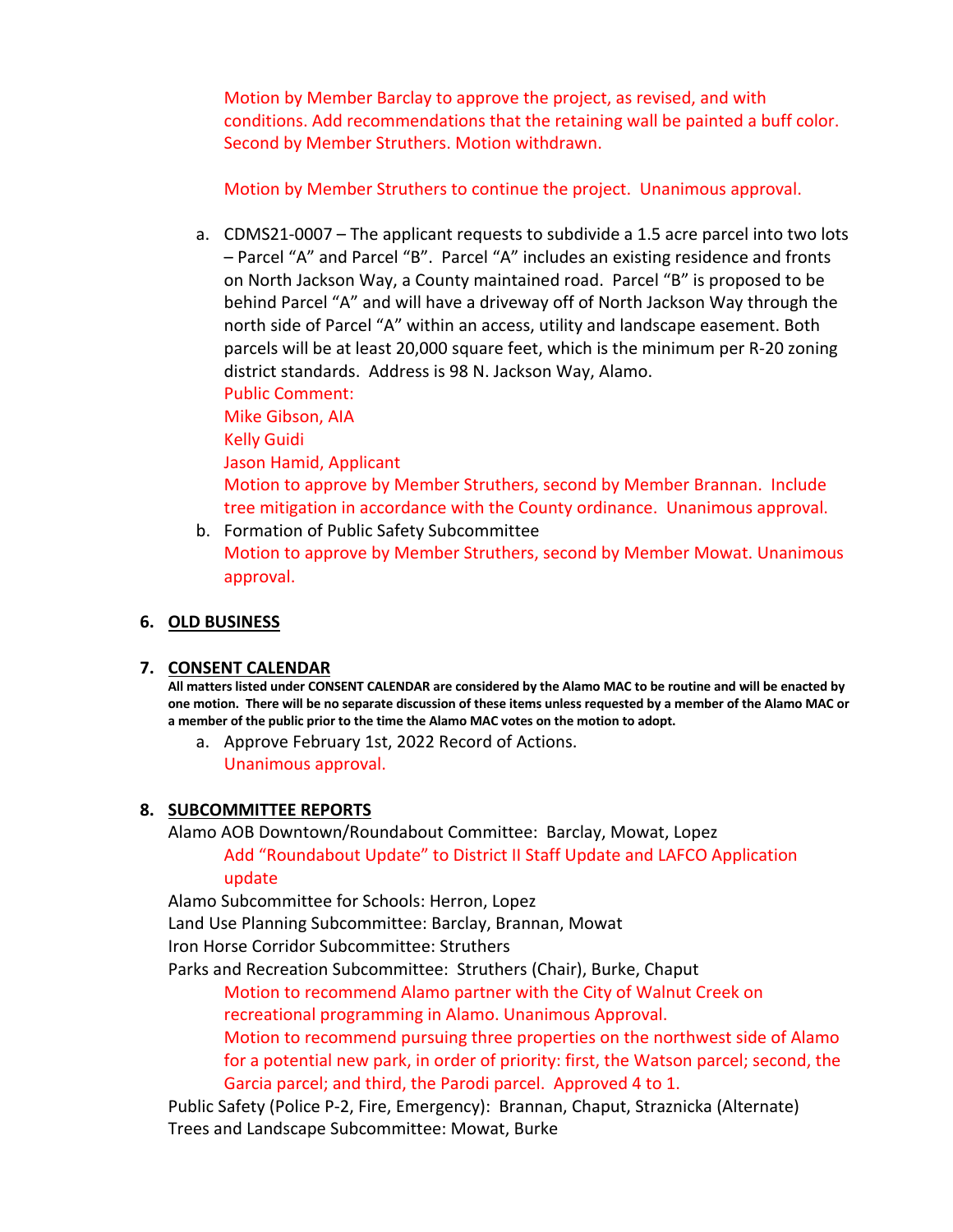Motion by Member Barclay to approve the project, as revised, and with conditions. Add recommendations that the retaining wall be painted a buff color. Second by Member Struthers. Motion withdrawn.

Motion by Member Struthers to continue the project. Unanimous approval.

a. CDMS21-0007 – The applicant requests to subdivide a 1.5 acre parcel into two lots – Parcel "A" and Parcel "B". Parcel "A" includes an existing residence and fronts on North Jackson Way, a County maintained road. Parcel "B" is proposed to be behind Parcel "A" and will have a driveway off of North Jackson Way through the north side of Parcel "A" within an access, utility and landscape easement. Both parcels will be at least 20,000 square feet, which is the minimum per R-20 zoning district standards. Address is 98 N. Jackson Way, Alamo.
   Public Comment:
   Mike Gibson, AIA
   Kelly Guidi
   Jason Hamid, Applicant
   Motion to approve by Member Struthers, second by Member Brannan. Include tree mitigation in accordance with the County ordinance. Unanimous approval.
b. Formation of Public Safety Subcommittee
   Motion to approve by Member Struthers, second by Member Mowat. Unanimous approval.

## 6. OLD BUSINESS

## 7. CONSENT CALENDAR

**All matters listed under CONSENT CALENDAR are considered by the Alamo MAC to be routine and will be enacted by one motion. There will be no separate discussion of these items unless requested by a member of the Alamo MAC or a member of the public prior to the time the Alamo MAC votes on the motion to adopt.**

a. Approve February 1st, 2022 Record of Actions.
   Unanimous approval.

## 8. SUBCOMMITTEE REPORTS

Alamo AOB Downtown/Roundabout Committee: Barclay, Mowat, Lopez

   Add "Roundabout Update" to District II Staff Update and LAFCO Application update

Alamo Subcommittee for Schools: Herron, Lopez

Land Use Planning Subcommittee: Barclay, Brannan, Mowat

Iron Horse Corridor Subcommittee: Struthers

Parks and Recreation Subcommittee: Struthers (Chair), Burke, Chaput

   Motion to recommend Alamo partner with the City of Walnut Creek on recreational programming in Alamo. Unanimous Approval.

   Motion to recommend pursuing three properties on the northwest side of Alamo for a potential new park, in order of priority: first, the Watson parcel; second, the Garcia parcel; and third, the Parodi parcel. Approved 4 to 1.

Public Safety (Police P-2, Fire, Emergency): Brannan, Chaput, Straznicka (Alternate)

Trees and Landscape Subcommittee: Mowat, Burke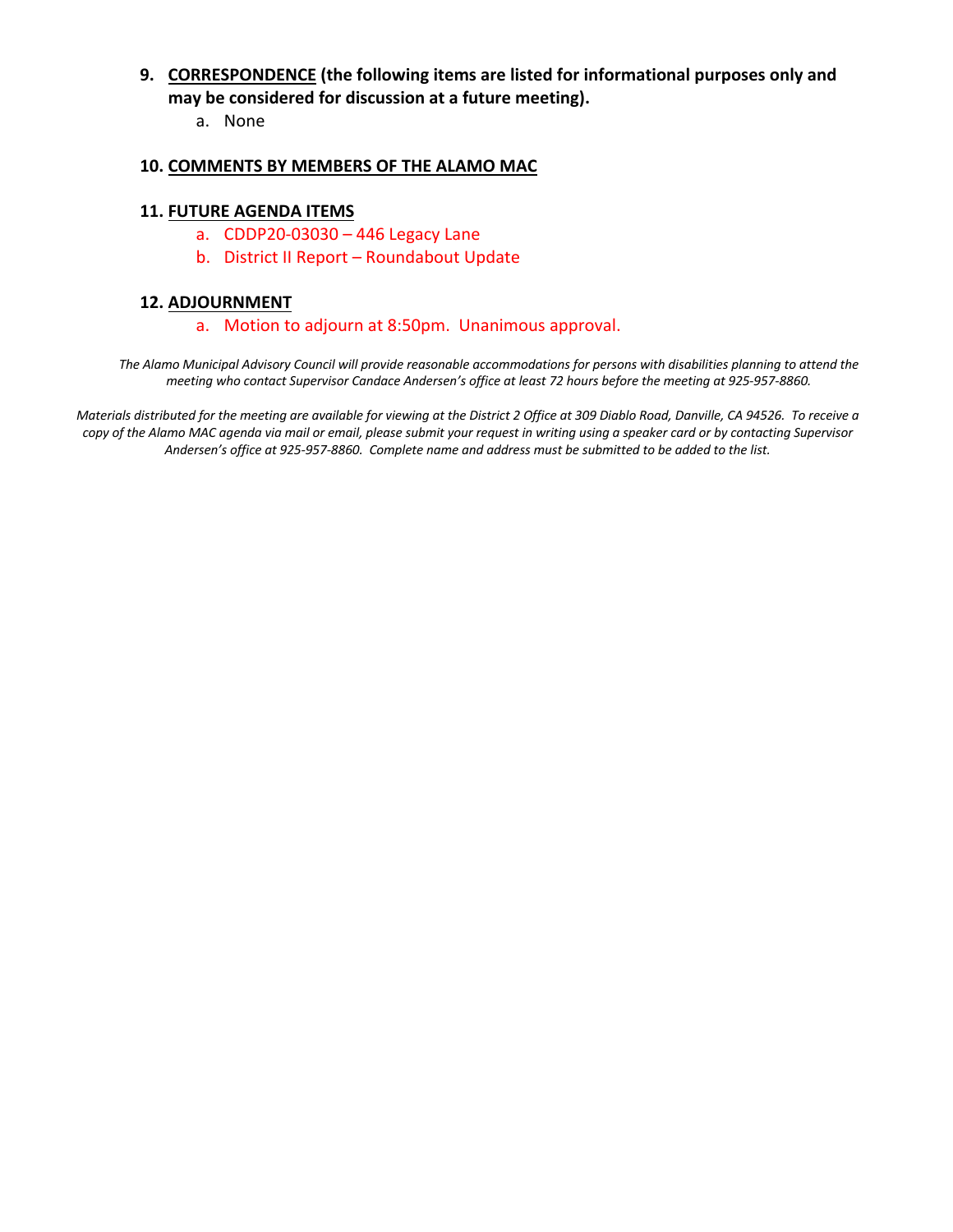9. **<u>CORRESPONDENCE</u> (the following items are listed for informational purposes only and may be considered for discussion at a future meeting).**
    a. None

10. **<u>COMMENTS BY MEMBERS OF THE ALAMO MAC</u>**

11. **<u>FUTURE AGENDA ITEMS</u>**
    a. CDDP20-03030 – 446 Legacy Lane
    b. District II Report – Roundabout Update

12. **<u>ADJOURNMENT</u>**
    a. Motion to adjourn at 8:50pm. Unanimous approval.

*The Alamo Municipal Advisory Council will provide reasonable accommodations for persons with disabilities planning to attend the meeting who contact Supervisor Candace Andersen's office at least 72 hours before the meeting at 925-957-8860.*

*Materials distributed for the meeting are available for viewing at the District 2 Office at 309 Diablo Road, Danville, CA 94526. To receive a copy of the Alamo MAC agenda via mail or email, please submit your request in writing using a speaker card or by contacting Supervisor Andersen's office at 925-957-8860. Complete name and address must be submitted to be added to the list.*